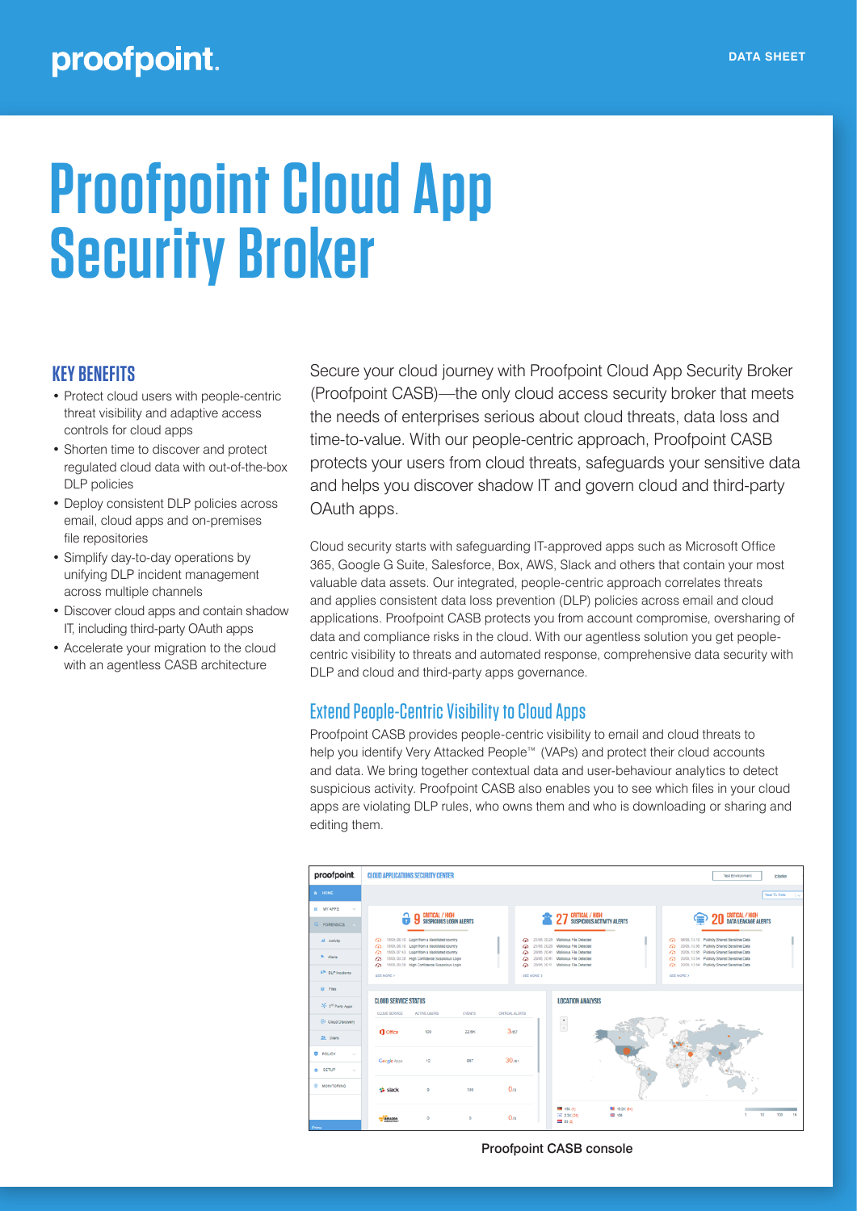proofpoint.

DATA SHEET

# Proofpoint Cloud App Security Broker

## KEY BENEFITS

- Protect cloud users with people-centric threat visibility and adaptive access controls for cloud apps
- Shorten time to discover and protect regulated cloud data with out-of-the-box DLP policies
- Deploy consistent DLP policies across email, cloud apps and on-premises file repositories
- Simplify day-to-day operations by unifying DLP incident management across multiple channels
- Discover cloud apps and contain shadow IT, including third-party OAuth apps
- Accelerate your migration to the cloud with an agentless CASB architecture

Secure your cloud journey with Proofpoint Cloud App Security Broker (Proofpoint CASB)—the only cloud access security broker that meets the needs of enterprises serious about cloud threats, data loss and time-to-value. With our people-centric approach, Proofpoint CASB protects your users from cloud threats, safeguards your sensitive data and helps you discover shadow IT and govern cloud and third-party OAuth apps.

Cloud security starts with safeguarding IT-approved apps such as Microsoft Office 365, Google G Suite, Salesforce, Box, AWS, Slack and others that contain your most valuable data assets. Our integrated, people-centric approach correlates threats and applies consistent data loss prevention (DLP) policies across email and cloud applications. Proofpoint CASB protects you from account compromise, oversharing of data and compliance risks in the cloud. With our agentless solution you get people-centric visibility to threats and automated response, comprehensive data security with DLP and cloud and third-party apps governance.

## Extend People-Centric Visibility to Cloud Apps

Proofpoint CASB provides people-centric visibility to email and cloud threats to help you identify Very Attacked People™ (VAPs) and protect their cloud accounts and data. We bring together contextual data and user-behaviour analytics to detect suspicious activity. Proofpoint CASB also enables you to see which files in your cloud apps are violating DLP rules, who owns them and who is downloading or sharing and editing them.

Proofpoint CASB console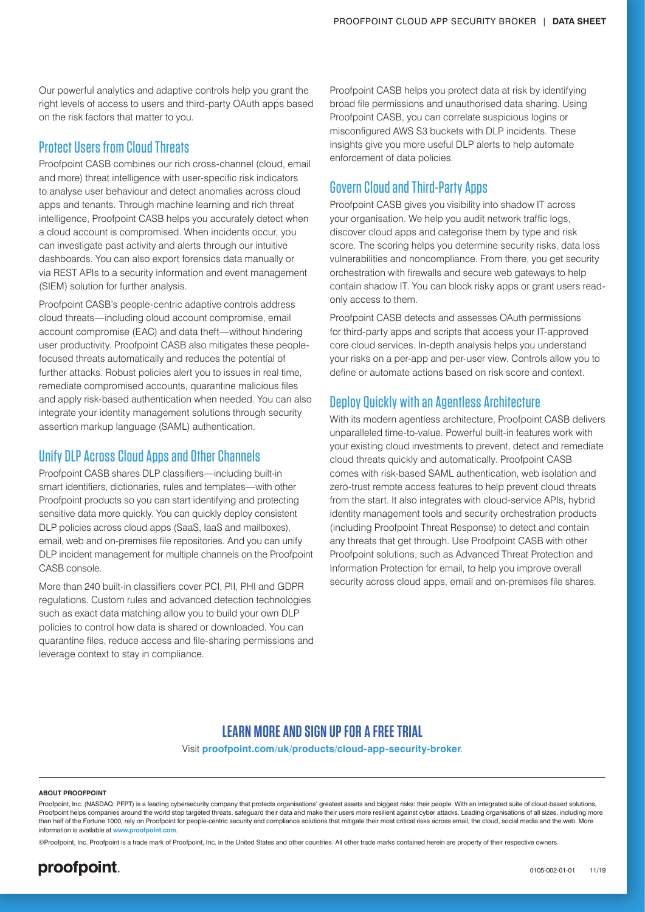Our powerful analytics and adaptive controls help you grant the right levels of access to users and third-party OAuth apps based on the risk factors that matter to you.

## Protect Users from Cloud Threats

Proofpoint CASB combines our rich cross-channel (cloud, email and more) threat intelligence with user-specific risk indicators to analyse user behaviour and detect anomalies across cloud apps and tenants. Through machine learning and rich threat intelligence, Proofpoint CASB helps you accurately detect when a cloud account is compromised. When incidents occur, you can investigate past activity and alerts through our intuitive dashboards. You can also export forensics data manually or via REST APIs to a security information and event management (SIEM) solution for further analysis.

Proofpoint CASB's people-centric adaptive controls address cloud threats—including cloud account compromise, email account compromise (EAC) and data theft—without hindering user productivity. Proofpoint CASB also mitigates these people-focused threats automatically and reduces the potential of further attacks. Robust policies alert you to issues in real time, remediate compromised accounts, quarantine malicious files and apply risk-based authentication when needed. You can also integrate your identity management solutions through security assertion markup language (SAML) authentication.

## Unify DLP Across Cloud Apps and Other Channels

Proofpoint CASB shares DLP classifiers—including built-in smart identifiers, dictionaries, rules and templates—with other Proofpoint products so you can start identifying and protecting sensitive data more quickly. You can quickly deploy consistent DLP policies across cloud apps (SaaS, IaaS and mailboxes), email, web and on-premises file repositories. And you can unify DLP incident management for multiple channels on the Proofpoint CASB console.

More than 240 built-in classifiers cover PCI, PII, PHI and GDPR regulations. Custom rules and advanced detection technologies such as exact data matching allow you to build your own DLP policies to control how data is shared or downloaded. You can quarantine files, reduce access and file-sharing permissions and leverage context to stay in compliance.

Proofpoint CASB helps you protect data at risk by identifying broad file permissions and unauthorised data sharing. Using Proofpoint CASB, you can correlate suspicious logins or misconfigured AWS S3 buckets with DLP incidents. These insights give you more useful DLP alerts to help automate enforcement of data policies.

## Govern Cloud and Third-Party Apps

Proofpoint CASB gives you visibility into shadow IT across your organisation. We help you audit network traffic logs, discover cloud apps and categorise them by type and risk score. The scoring helps you determine security risks, data loss vulnerabilities and noncompliance. From there, you get security orchestration with firewalls and secure web gateways to help contain shadow IT. You can block risky apps or grant users read-only access to them.

Proofpoint CASB detects and assesses OAuth permissions for third-party apps and scripts that access your IT-approved core cloud services. In-depth analysis helps you understand your risks on a per-app and per-user view. Controls allow you to define or automate actions based on risk score and context.

## Deploy Quickly with an Agentless Architecture

With its modern agentless architecture, Proofpoint CASB delivers unparalleled time-to-value. Powerful built-in features work with your existing cloud investments to prevent, detect and remediate cloud threats quickly and automatically. Proofpoint CASB comes with risk-based SAML authentication, web isolation and zero-trust remote access features to help prevent cloud threats from the start. It also integrates with cloud-service APIs, hybrid identity management tools and security orchestration products (including Proofpoint Threat Response) to detect and contain any threats that get through. Use Proofpoint CASB with other Proofpoint solutions, such as Advanced Threat Protection and Information Protection for email, to help you improve overall security across cloud apps, email and on-premises file shares.

## LEARN MORE AND SIGN UP FOR A FREE TRIAL

Visit **proofpoint.com/uk/products/cloud-app-security-broker**.

---

**ABOUT PROOFPOINT**

Proofpoint, Inc. (NASDAQ: PFPT) is a leading cybersecurity company that protects organisations' greatest assets and biggest risks: their people. With an integrated suite of cloud-based solutions, Proofpoint helps companies around the world stop targeted threats, safeguard their data and make their users more resilient against cyber attacks. Leading organisations of all sizes, including more than half of the Fortune 1000, rely on Proofpoint for people-centric security and compliance solutions that mitigate their most critical risks across email, the cloud, social media and the web. More information is available at **www.proofpoint.com**.

©Proofpoint, Inc. Proofpoint is a trade mark of Proofpoint, Inc. in the United States and other countries. All other trade marks contained herein are property of their respective owners.

proofpoint.

0105-002-01-01 11/19